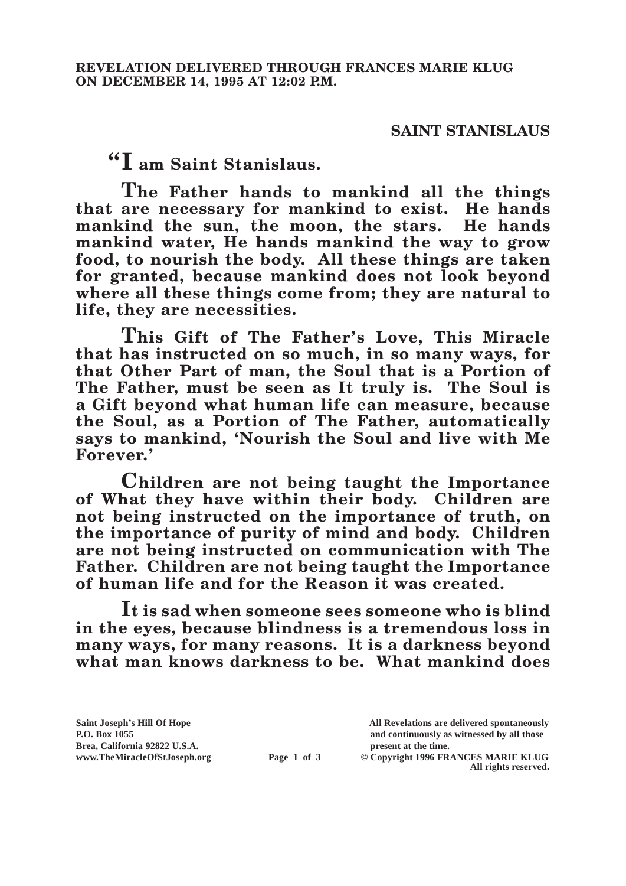**REVELATION DELIVERED THROUGH FRANCES MARIE KLUG ON DECEMBER 14, 1995 AT 12:02 P.M.**

## SAINT STANISLAUS

**"I am Saint Stanislaus.**

**The Father hands to mankind all the things that are necessary for mankind to exist. He hands mankind the sun, the moon, the stars. He hands mankind water, He hands mankind the way to grow food, to nourish the body. All these things are taken for granted, because mankind does not look beyond where all these things come from; they are natural to life, they are necessities.**

**This Gift of The Father's Love, This Miracle that has instructed on so much, in so many ways, for that Other Part of man, the Soul that is a Portion of The Father, must be seen as It truly is. The Soul is a Gift beyond what human life can measure, because the Soul, as a Portion of The Father, automatically says to mankind, 'Nourish the Soul and live with Me Forever.'**

**Children are not being taught the Importance of What they have within their body. Children are not being instructed on the importance of truth, on the importance of purity of mind and body. Children are not being instructed on communication with The Father. Children are not being taught the Importance of human life and for the Reason it was created.**

**It is sad when someone sees someone who is blind in the eyes, because blindness is a tremendous loss in many ways, for many reasons. It is a darkness beyond what man knows darkness to be. What mankind does**

Saint Joseph's Hill Of Hope
P.O. Box 1055
Brea, California 92822 U.S.A.
www.TheMiracleOfStJoseph.org

All Revelations are delivered spontaneously and continuously as witnessed by all those present at the time.
© Copyright 1996 FRANCES MARIE KLUG
All rights reserved.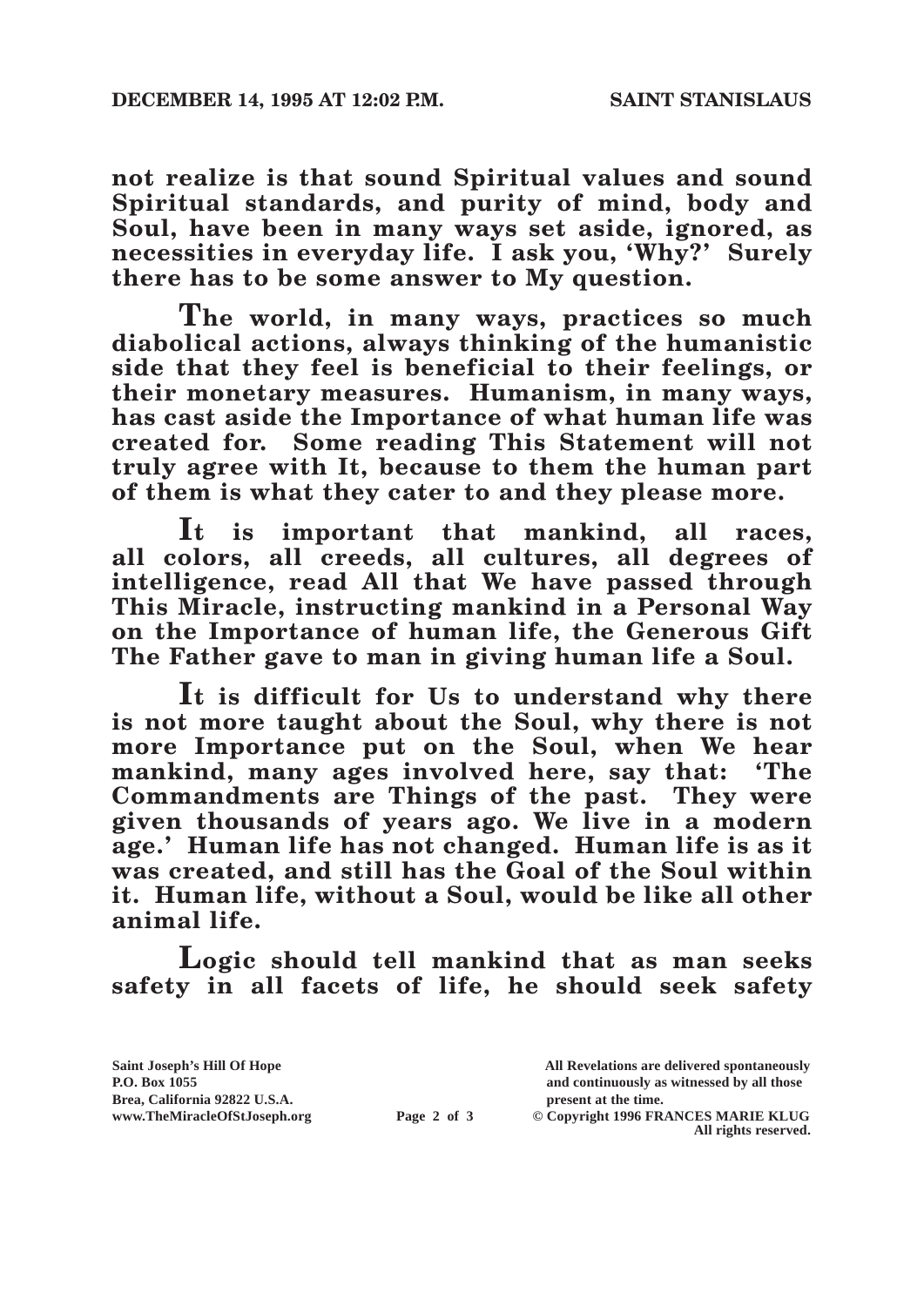**not realize is that sound Spiritual values and sound Spiritual standards, and purity of mind, body and Soul, have been in many ways set aside, ignored, as necessities in everyday life. I ask you, 'Why?' Surely there has to be some answer to My question.**

**The world, in many ways, practices so much diabolical actions, always thinking of the humanistic side that they feel is beneficial to their feelings, or their monetary measures. Humanism, in many ways, has cast aside the Importance of what human life was created for. Some reading This Statement will not truly agree with It, because to them the human part of them is what they cater to and they please more.**

**It is important that mankind, all races, all colors, all creeds, all cultures, all degrees of intelligence, read All that We have passed through This Miracle, instructing mankind in a Personal Way on the Importance of human life, the Generous Gift The Father gave to man in giving human life a Soul.**

**It is difficult for Us to understand why there is not more taught about the Soul, why there is not more Importance put on the Soul, when We hear mankind, many ages involved here, say that: 'The Commandments are Things of the past. They were given thousands of years ago. We live in a modern age.' Human life has not changed. Human life is as it was created, and still has the Goal of the Soul within it. Human life, without a Soul, would be like all other animal life.**

**Logic should tell mankind that as man seeks safety in all facets of life, he should seek safety**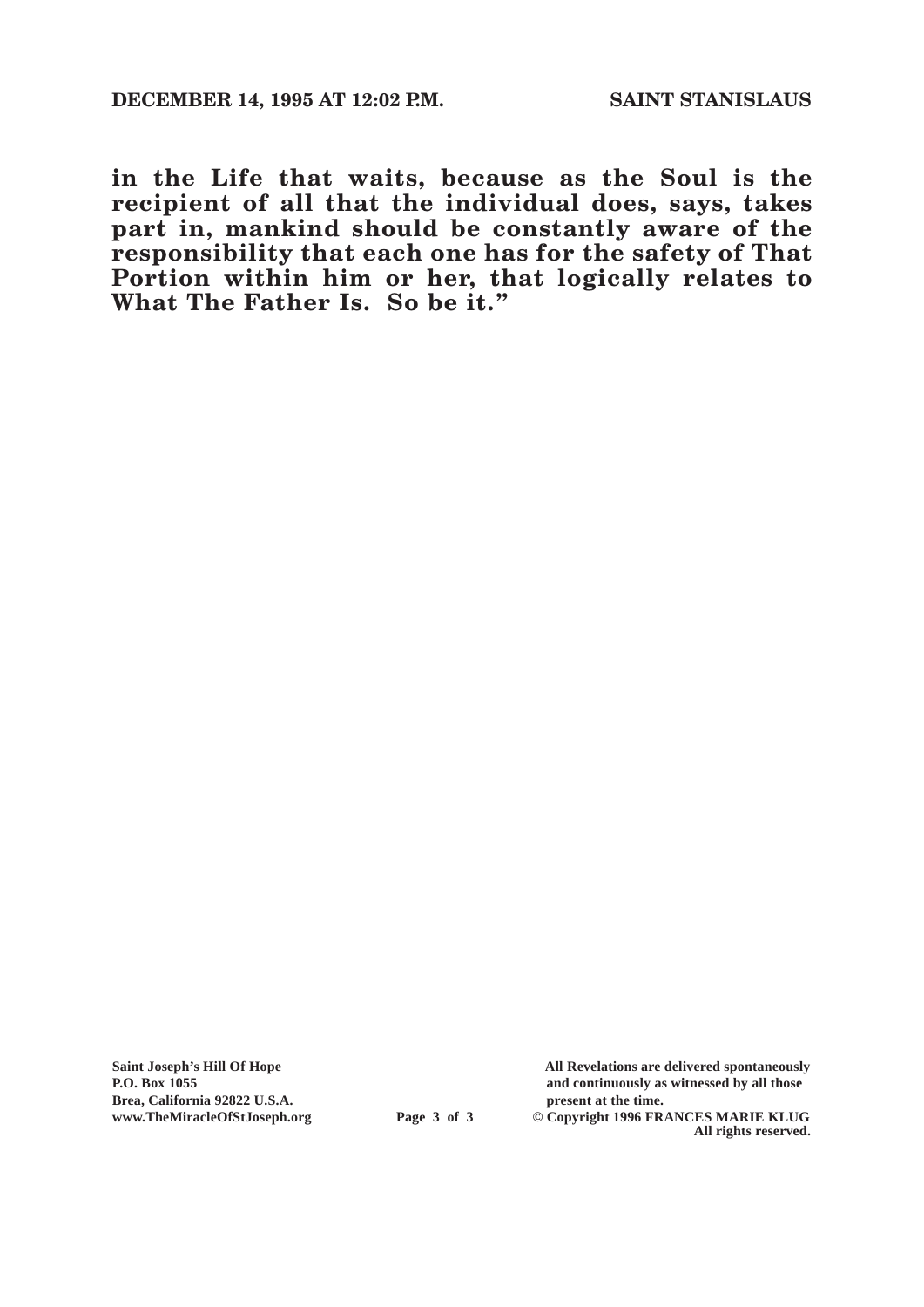**in the Life that waits, because as the Soul is the recipient of all that the individual does, says, takes part in, mankind should be constantly aware of the responsibility that each one has for the safety of That Portion within him or her, that logically relates to What The Father Is. So be it."**